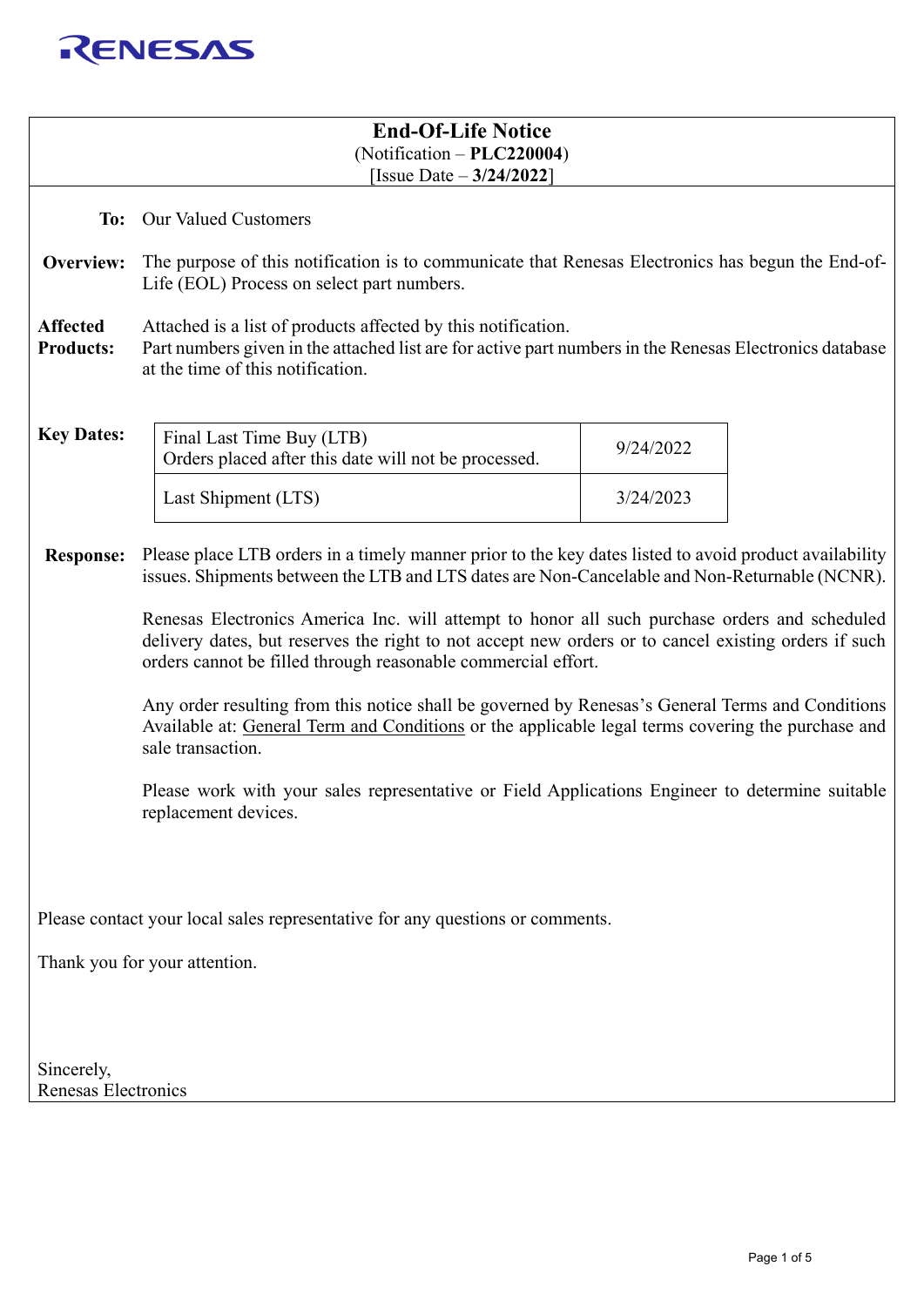RENESAS

# End-Of-Life Notice

(Notification – **PLC220004**)

[Issue Date – **3/24/2022**]

**To:** Our Valued Customers

**Overview:** The purpose of this notification is to communicate that Renesas Electronics has begun the End-of-Life (EOL) Process on select part numbers.

**Affected Products:** Attached is a list of products affected by this notification.
Part numbers given in the attached list are for active part numbers in the Renesas Electronics database at the time of this notification.

**Key Dates:**

| | |
|---|---|
| Final Last Time Buy (LTB)<br>Orders placed after this date will not be processed. | 9/24/2022 |
| Last Shipment (LTS) | 3/24/2023 |

**Response:** Please place LTB orders in a timely manner prior to the key dates listed to avoid product availability issues. Shipments between the LTB and LTS dates are Non-Cancelable and Non-Returnable (NCNR).

Renesas Electronics America Inc. will attempt to honor all such purchase orders and scheduled delivery dates, but reserves the right to not accept new orders or to cancel existing orders if such orders cannot be filled through reasonable commercial effort.

Any order resulting from this notice shall be governed by Renesas's General Terms and Conditions Available at: General Term and Conditions or the applicable legal terms covering the purchase and sale transaction.

Please work with your sales representative or Field Applications Engineer to determine suitable replacement devices.

Please contact your local sales representative for any questions or comments.

Thank you for your attention.

Sincerely,
Renesas Electronics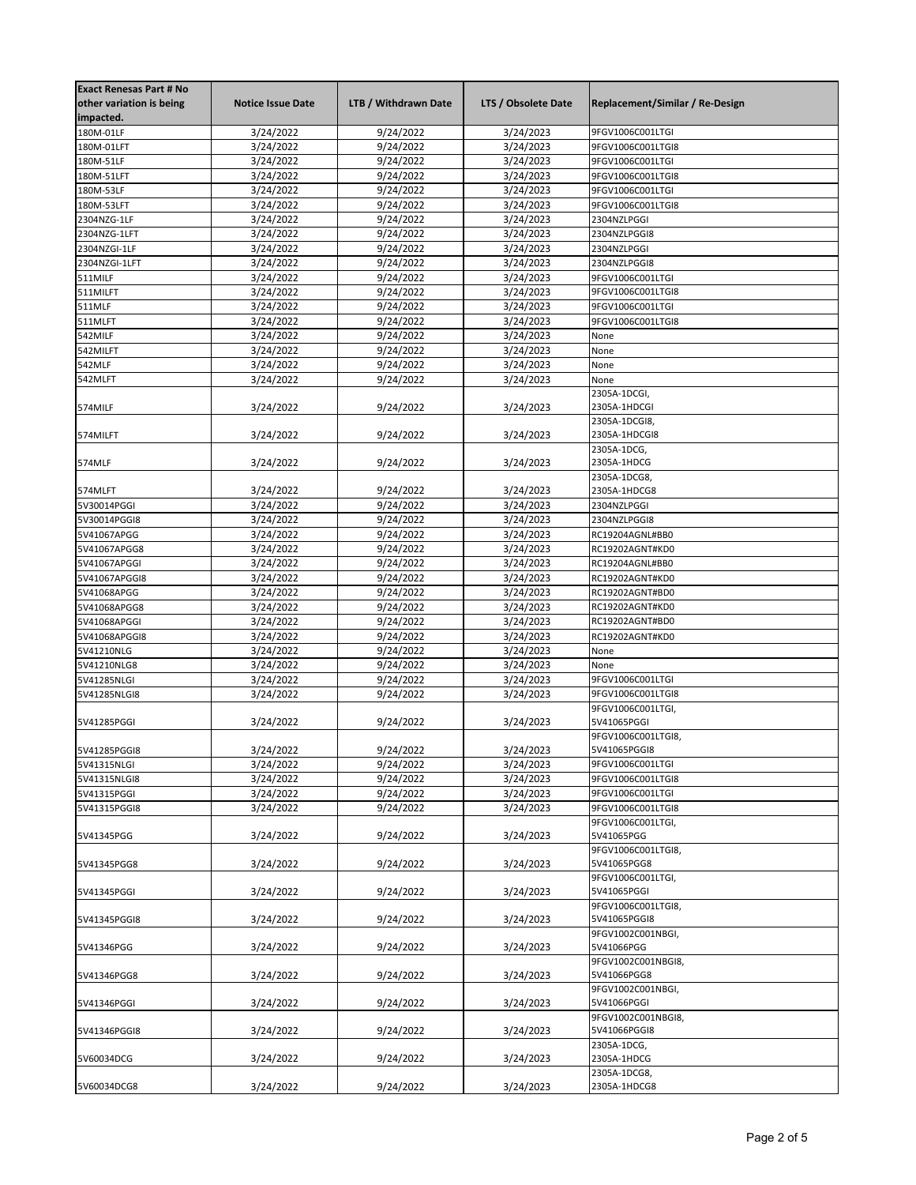| Exact Renesas Part # No other variation is being impacted. | Notice Issue Date | LTB / Withdrawn Date | LTS / Obsolete Date | Replacement/Similar / Re-Design |
|---|---|---|---|---|
| 180M-01LF | 3/24/2022 | 9/24/2022 | 3/24/2023 | 9FGV1006C001LTGI |
| 180M-01LFT | 3/24/2022 | 9/24/2022 | 3/24/2023 | 9FGV1006C001LTGI8 |
| 180M-51LF | 3/24/2022 | 9/24/2022 | 3/24/2023 | 9FGV1006C001LTGI |
| 180M-51LFT | 3/24/2022 | 9/24/2022 | 3/24/2023 | 9FGV1006C001LTGI8 |
| 180M-53LF | 3/24/2022 | 9/24/2022 | 3/24/2023 | 9FGV1006C001LTGI |
| 180M-53LFT | 3/24/2022 | 9/24/2022 | 3/24/2023 | 9FGV1006C001LTGI8 |
| 2304NZG-1LF | 3/24/2022 | 9/24/2022 | 3/24/2023 | 2304NZLPGGI |
| 2304NZG-1LFT | 3/24/2022 | 9/24/2022 | 3/24/2023 | 2304NZLPGGI8 |
| 2304NZGI-1LF | 3/24/2022 | 9/24/2022 | 3/24/2023 | 2304NZLPGGI |
| 2304NZGI-1LFT | 3/24/2022 | 9/24/2022 | 3/24/2023 | 2304NZLPGGI8 |
| 511MILF | 3/24/2022 | 9/24/2022 | 3/24/2023 | 9FGV1006C001LTGI |
| 511MILFT | 3/24/2022 | 9/24/2022 | 3/24/2023 | 9FGV1006C001LTGI8 |
| 511MLF | 3/24/2022 | 9/24/2022 | 3/24/2023 | 9FGV1006C001LTGI |
| 511MLFT | 3/24/2022 | 9/24/2022 | 3/24/2023 | 9FGV1006C001LTGI8 |
| 542MILF | 3/24/2022 | 9/24/2022 | 3/24/2023 | None |
| 542MILFT | 3/24/2022 | 9/24/2022 | 3/24/2023 | None |
| 542MLF | 3/24/2022 | 9/24/2022 | 3/24/2023 | None |
| 542MLFT | 3/24/2022 | 9/24/2022 | 3/24/2023 | None |
| 574MILF | 3/24/2022 | 9/24/2022 | 3/24/2023 | 2305A-1DCGI, 2305A-1HDCGI |
| 574MILFT | 3/24/2022 | 9/24/2022 | 3/24/2023 | 2305A-1DCGI8, 2305A-1HDCGI8 |
| 574MLF | 3/24/2022 | 9/24/2022 | 3/24/2023 | 2305A-1DCG, 2305A-1HDCG |
| 574MLFT | 3/24/2022 | 9/24/2022 | 3/24/2023 | 2305A-1DCG8, 2305A-1HDCG8 |
| 5V30014PGGI | 3/24/2022 | 9/24/2022 | 3/24/2023 | 2304NZLPGGI |
| 5V30014PGGI8 | 3/24/2022 | 9/24/2022 | 3/24/2023 | 2304NZLPGGI8 |
| 5V41067APGG | 3/24/2022 | 9/24/2022 | 3/24/2023 | RC19204AGNL#BB0 |
| 5V41067APGG8 | 3/24/2022 | 9/24/2022 | 3/24/2023 | RC19202AGNT#KD0 |
| 5V41067APGGI | 3/24/2022 | 9/24/2022 | 3/24/2023 | RC19204AGNL#BB0 |
| 5V41067APGGI8 | 3/24/2022 | 9/24/2022 | 3/24/2023 | RC19202AGNT#KD0 |
| 5V41068APGG | 3/24/2022 | 9/24/2022 | 3/24/2023 | RC19202AGNT#BD0 |
| 5V41068APGG8 | 3/24/2022 | 9/24/2022 | 3/24/2023 | RC19202AGNT#KD0 |
| 5V41068APGGI | 3/24/2022 | 9/24/2022 | 3/24/2023 | RC19202AGNT#BD0 |
| 5V41068APGGI8 | 3/24/2022 | 9/24/2022 | 3/24/2023 | RC19202AGNT#KD0 |
| 5V41210NLG | 3/24/2022 | 9/24/2022 | 3/24/2023 | None |
| 5V41210NLG8 | 3/24/2022 | 9/24/2022 | 3/24/2023 | None |
| 5V41285NLGI | 3/24/2022 | 9/24/2022 | 3/24/2023 | 9FGV1006C001LTGI |
| 5V41285NLGI8 | 3/24/2022 | 9/24/2022 | 3/24/2023 | 9FGV1006C001LTGI8 |
| 5V41285PGGI | 3/24/2022 | 9/24/2022 | 3/24/2023 | 9FGV1006C001LTGI, 5V41065PGGI |
| 5V41285PGGI8 | 3/24/2022 | 9/24/2022 | 3/24/2023 | 9FGV1006C001LTGI8, 5V41065PGGI8 |
| 5V41315NLGI | 3/24/2022 | 9/24/2022 | 3/24/2023 | 9FGV1006C001LTGI |
| 5V41315NLGI8 | 3/24/2022 | 9/24/2022 | 3/24/2023 | 9FGV1006C001LTGI8 |
| 5V41315PGGI | 3/24/2022 | 9/24/2022 | 3/24/2023 | 9FGV1006C001LTGI |
| 5V41315PGGI8 | 3/24/2022 | 9/24/2022 | 3/24/2023 | 9FGV1006C001LTGI8 |
| 5V41345PGG | 3/24/2022 | 9/24/2022 | 3/24/2023 | 9FGV1006C001LTGI, 5V41065PGG |
| 5V41345PGG8 | 3/24/2022 | 9/24/2022 | 3/24/2023 | 9FGV1006C001LTGI8, 5V41065PGG8 |
| 5V41345PGGI | 3/24/2022 | 9/24/2022 | 3/24/2023 | 9FGV1006C001LTGI, 5V41065PGGI |
| 5V41345PGGI8 | 3/24/2022 | 9/24/2022 | 3/24/2023 | 9FGV1006C001LTGI8, 5V41065PGGI8 |
| 5V41346PGG | 3/24/2022 | 9/24/2022 | 3/24/2023 | 9FGV1002C001NBGI, 5V41066PGG |
| 5V41346PGG8 | 3/24/2022 | 9/24/2022 | 3/24/2023 | 9FGV1002C001NBGI8, 5V41066PGG8 |
| 5V41346PGGI | 3/24/2022 | 9/24/2022 | 3/24/2023 | 9FGV1002C001NBGI, 5V41066PGGI |
| 5V41346PGGI8 | 3/24/2022 | 9/24/2022 | 3/24/2023 | 9FGV1002C001NBGI8, 5V41066PGGI8 |
| 5V60034DCG | 3/24/2022 | 9/24/2022 | 3/24/2023 | 2305A-1DCG, 2305A-1HDCG |
| 5V60034DCG8 | 3/24/2022 | 9/24/2022 | 3/24/2023 | 2305A-1DCG8, 2305A-1HDCG8 |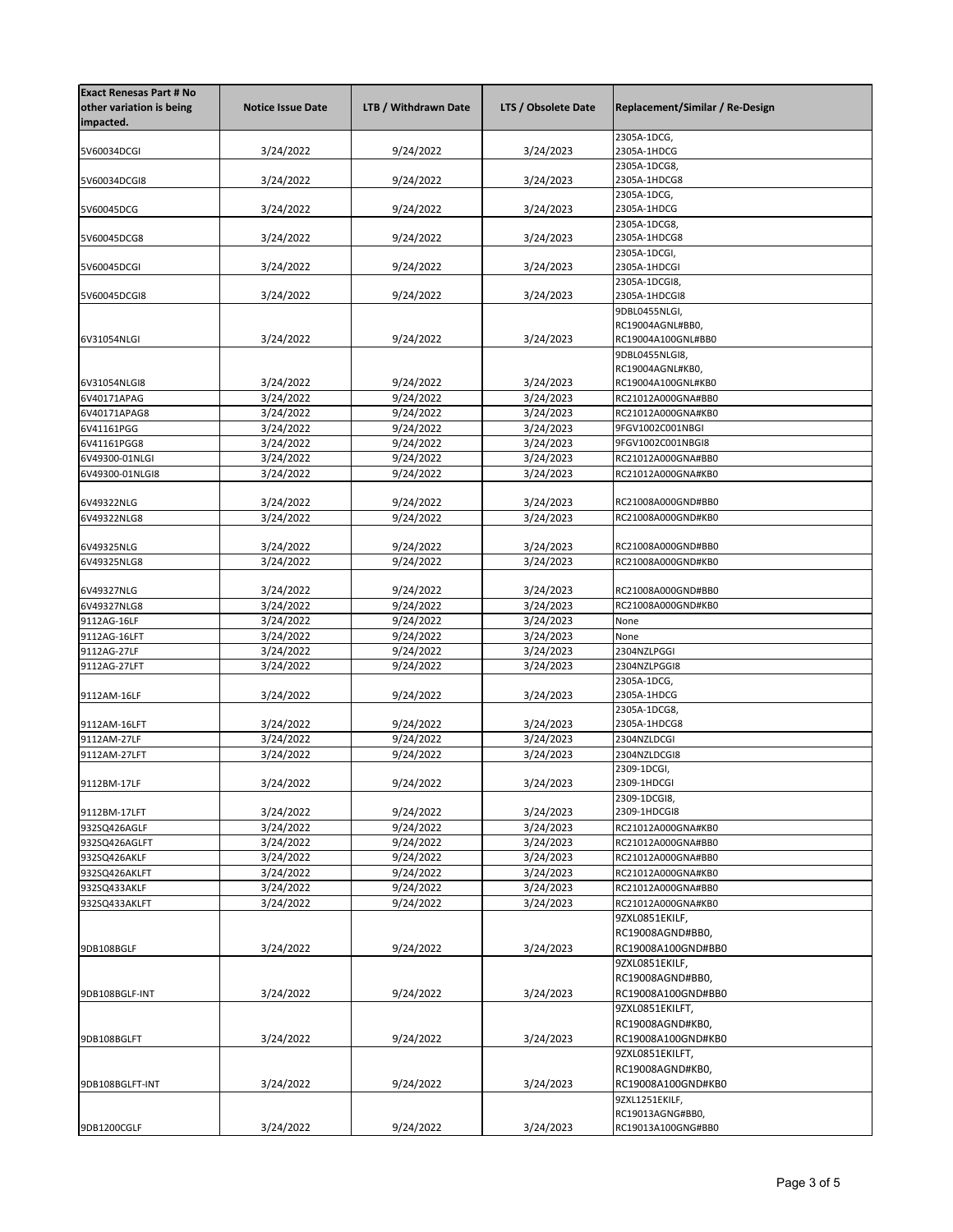| Exact Renesas Part # No other variation is being impacted. | Notice Issue Date | LTB / Withdrawn Date | LTS / Obsolete Date | Replacement/Similar / Re-Design |
|---|---|---|---|---|
| 5V60034DCGI | 3/24/2022 | 9/24/2022 | 3/24/2023 | 2305A-1DCG, 2305A-1HDCG |
| 5V60034DCGI8 | 3/24/2022 | 9/24/2022 | 3/24/2023 | 2305A-1DCG8, 2305A-1HDCG8 |
| 5V60045DCG | 3/24/2022 | 9/24/2022 | 3/24/2023 | 2305A-1DCG, 2305A-1HDCG |
| 5V60045DCG8 | 3/24/2022 | 9/24/2022 | 3/24/2023 | 2305A-1DCG8, 2305A-1HDCG8 |
| 5V60045DCGI | 3/24/2022 | 9/24/2022 | 3/24/2023 | 2305A-1DCGI, 2305A-1HDCGI |
| 5V60045DCGI8 | 3/24/2022 | 9/24/2022 | 3/24/2023 | 2305A-1DCGI8, 2305A-1HDCGI8 |
| 6V31054NLGI | 3/24/2022 | 9/24/2022 | 3/24/2023 | 9DBL0455NLGI, RC19004AGNL#BB0, RC19004A100GNL#BB0 |
| 6V31054NLGI8 | 3/24/2022 | 9/24/2022 | 3/24/2023 | 9DBL0455NLGI8, RC19004AGNL#KB0, RC19004A100GNL#KB0 |
| 6V40171APAG | 3/24/2022 | 9/24/2022 | 3/24/2023 | RC21012A000GNA#BB0 |
| 6V40171APAG8 | 3/24/2022 | 9/24/2022 | 3/24/2023 | RC21012A000GNA#KB0 |
| 6V41161PGG | 3/24/2022 | 9/24/2022 | 3/24/2023 | 9FGV1002C001NBGI |
| 6V41161PGG8 | 3/24/2022 | 9/24/2022 | 3/24/2023 | 9FGV1002C001NBGI8 |
| 6V49300-01NLGI | 3/24/2022 | 9/24/2022 | 3/24/2023 | RC21012A000GNA#BB0 |
| 6V49300-01NLGI8 | 3/24/2022 | 9/24/2022 | 3/24/2023 | RC21012A000GNA#KB0 |
| 6V49322NLG | 3/24/2022 | 9/24/2022 | 3/24/2023 | RC21008A000GND#BB0 |
| 6V49322NLG8 | 3/24/2022 | 9/24/2022 | 3/24/2023 | RC21008A000GND#KB0 |
| 6V49325NLG | 3/24/2022 | 9/24/2022 | 3/24/2023 | RC21008A000GND#BB0 |
| 6V49325NLG8 | 3/24/2022 | 9/24/2022 | 3/24/2023 | RC21008A000GND#KB0 |
| 6V49327NLG | 3/24/2022 | 9/24/2022 | 3/24/2023 | RC21008A000GND#BB0 |
| 6V49327NLG8 | 3/24/2022 | 9/24/2022 | 3/24/2023 | RC21008A000GND#KB0 |
| 9112AG-16LF | 3/24/2022 | 9/24/2022 | 3/24/2023 | None |
| 9112AG-16LFT | 3/24/2022 | 9/24/2022 | 3/24/2023 | None |
| 9112AG-27LF | 3/24/2022 | 9/24/2022 | 3/24/2023 | 2304NZLPGGI |
| 9112AG-27LFT | 3/24/2022 | 9/24/2022 | 3/24/2023 | 2304NZLPGGI8 |
| 9112AM-16LF | 3/24/2022 | 9/24/2022 | 3/24/2023 | 2305A-1DCG, 2305A-1HDCG |
| 9112AM-16LFT | 3/24/2022 | 9/24/2022 | 3/24/2023 | 2305A-1DCG8, 2305A-1HDCG8 |
| 9112AM-27LF | 3/24/2022 | 9/24/2022 | 3/24/2023 | 2304NZLDCGI |
| 9112AM-27LFT | 3/24/2022 | 9/24/2022 | 3/24/2023 | 2304NZLDCGI8 |
| 9112BM-17LF | 3/24/2022 | 9/24/2022 | 3/24/2023 | 2309-1DCGI, 2309-1HDCGI |
| 9112BM-17LFT | 3/24/2022 | 9/24/2022 | 3/24/2023 | 2309-1DCGI8, 2309-1HDCGI8 |
| 932SQ426AGLF | 3/24/2022 | 9/24/2022 | 3/24/2023 | RC21012A000GNA#KB0 |
| 932SQ426AGLFT | 3/24/2022 | 9/24/2022 | 3/24/2023 | RC21012A000GNA#BB0 |
| 932SQ426AKLF | 3/24/2022 | 9/24/2022 | 3/24/2023 | RC21012A000GNA#BB0 |
| 932SQ426AKLFT | 3/24/2022 | 9/24/2022 | 3/24/2023 | RC21012A000GNA#KB0 |
| 932SQ433AKLF | 3/24/2022 | 9/24/2022 | 3/24/2023 | RC21012A000GNA#BB0 |
| 932SQ433AKLFT | 3/24/2022 | 9/24/2022 | 3/24/2023 | RC21012A000GNA#KB0 |
| 9DB108BGLF | 3/24/2022 | 9/24/2022 | 3/24/2023 | 9ZXL0851EKILF, RC19008AGND#BB0, RC19008A100GND#BB0 |
| 9DB108BGLF-INT | 3/24/2022 | 9/24/2022 | 3/24/2023 | 9ZXL0851EKILF, RC19008AGND#BB0, RC19008A100GND#BB0 |
| 9DB108BGLFT | 3/24/2022 | 9/24/2022 | 3/24/2023 | 9ZXL0851EKILFT, RC19008AGND#KB0, RC19008A100GND#KB0 |
| 9DB108BGLFT-INT | 3/24/2022 | 9/24/2022 | 3/24/2023 | 9ZXL0851EKILFT, RC19008AGND#KB0, RC19008A100GND#KB0 |
| 9DB1200CGLF | 3/24/2022 | 9/24/2022 | 3/24/2023 | 9ZXL1251EKILF, RC19013AGNG#BB0, RC19013A100GNG#BB0 |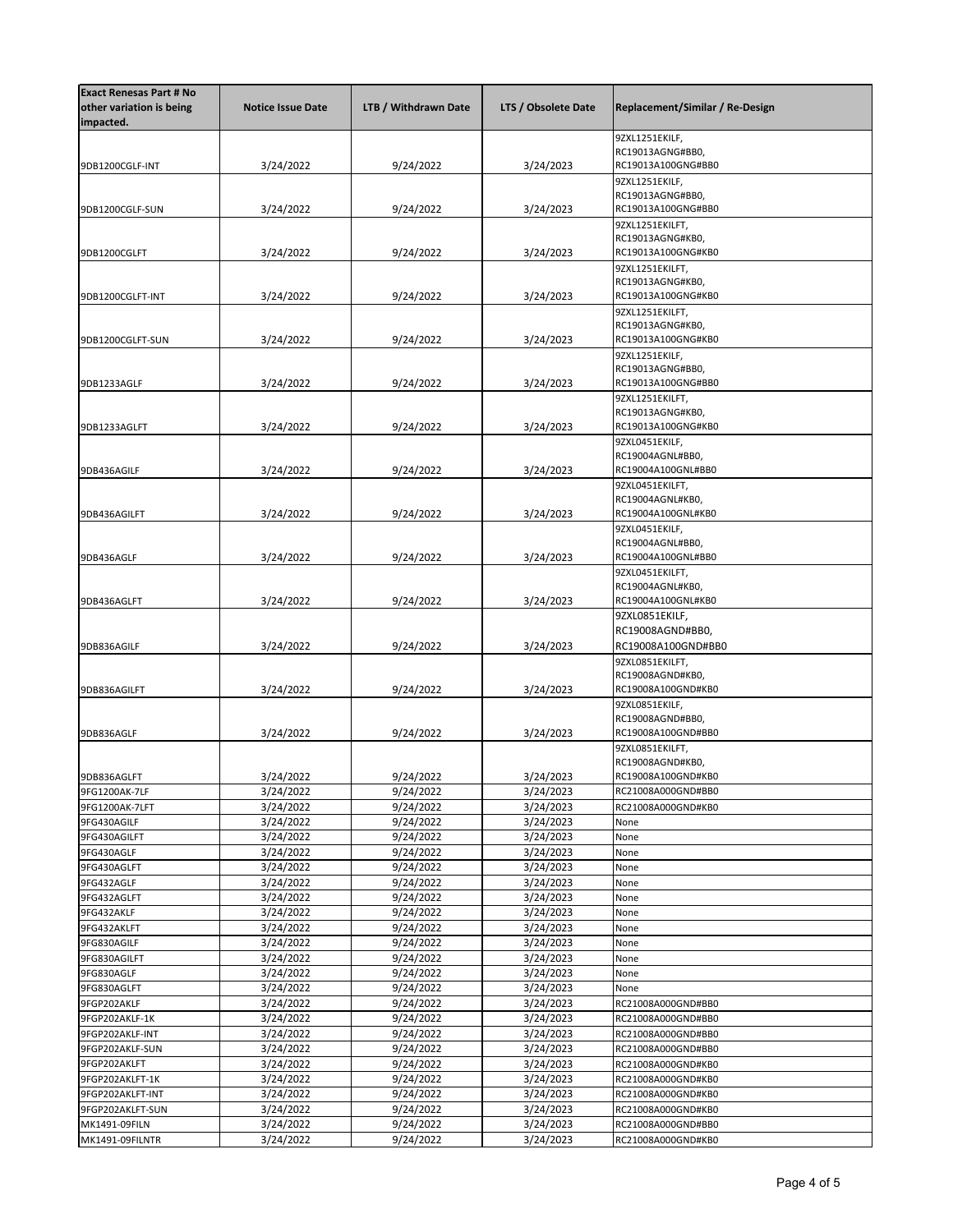| Exact Renesas Part # No other variation is being impacted. | Notice Issue Date | LTB / Withdrawn Date | LTS / Obsolete Date | Replacement/Similar / Re-Design |
|---|---|---|---|---|
| 9DB1200CGLF-INT | 3/24/2022 | 9/24/2022 | 3/24/2023 | 9ZXL1251EKILF, RC19013AGNG#BB0, RC19013A100GNG#BB0 |
| 9DB1200CGLF-SUN | 3/24/2022 | 9/24/2022 | 3/24/2023 | 9ZXL1251EKILF, RC19013AGNG#BB0, RC19013A100GNG#BB0 |
| 9DB1200CGLFT | 3/24/2022 | 9/24/2022 | 3/24/2023 | 9ZXL1251EKILFT, RC19013AGNG#KB0, RC19013A100GNG#KB0 |
| 9DB1200CGLFT-INT | 3/24/2022 | 9/24/2022 | 3/24/2023 | 9ZXL1251EKILFT, RC19013AGNG#KB0, RC19013A100GNG#KB0 |
| 9DB1200CGLFT-SUN | 3/24/2022 | 9/24/2022 | 3/24/2023 | 9ZXL1251EKILFT, RC19013AGNG#KB0, RC19013A100GNG#KB0 |
| 9DB1233AGLF | 3/24/2022 | 9/24/2022 | 3/24/2023 | 9ZXL1251EKILF, RC19013AGNG#BB0, RC19013A100GNG#BB0 |
| 9DB1233AGLFT | 3/24/2022 | 9/24/2022 | 3/24/2023 | 9ZXL1251EKILFT, RC19013AGNG#KB0, RC19013A100GNG#KB0 |
| 9DB436AGILF | 3/24/2022 | 9/24/2022 | 3/24/2023 | 9ZXL0451EKILF, RC19004AGNL#BB0, RC19004A100GNL#BB0 |
| 9DB436AGILFT | 3/24/2022 | 9/24/2022 | 3/24/2023 | 9ZXL0451EKILFT, RC19004AGNL#KB0, RC19004A100GNL#KB0 |
| 9DB436AGLF | 3/24/2022 | 9/24/2022 | 3/24/2023 | 9ZXL0451EKILF, RC19004AGNL#BB0, RC19004A100GNL#BB0 |
| 9DB436AGLFT | 3/24/2022 | 9/24/2022 | 3/24/2023 | 9ZXL0451EKILFT, RC19004AGNL#KB0, RC19004A100GNL#KB0 |
| 9DB836AGILF | 3/24/2022 | 9/24/2022 | 3/24/2023 | 9ZXL0851EKILF, RC19008AGND#BB0, RC19008A100GND#BB0 |
| 9DB836AGILFT | 3/24/2022 | 9/24/2022 | 3/24/2023 | 9ZXL0851EKILFT, RC19008AGND#KB0, RC19008A100GND#KB0 |
| 9DB836AGLF | 3/24/2022 | 9/24/2022 | 3/24/2023 | 9ZXL0851EKILF, RC19008AGND#BB0, RC19008A100GND#BB0 |
| 9DB836AGLFT | 3/24/2022 | 9/24/2022 | 3/24/2023 | 9ZXL0851EKILFT, RC19008AGND#KB0, RC19008A100GND#KB0 |
| 9FG1200AK-7LF | 3/24/2022 | 9/24/2022 | 3/24/2023 | RC21008A000GND#BB0 |
| 9FG1200AK-7LFT | 3/24/2022 | 9/24/2022 | 3/24/2023 | RC21008A000GND#KB0 |
| 9FG430AGILF | 3/24/2022 | 9/24/2022 | 3/24/2023 | None |
| 9FG430AGILFT | 3/24/2022 | 9/24/2022 | 3/24/2023 | None |
| 9FG430AGLF | 3/24/2022 | 9/24/2022 | 3/24/2023 | None |
| 9FG430AGLFT | 3/24/2022 | 9/24/2022 | 3/24/2023 | None |
| 9FG432AGLF | 3/24/2022 | 9/24/2022 | 3/24/2023 | None |
| 9FG432AGLFT | 3/24/2022 | 9/24/2022 | 3/24/2023 | None |
| 9FG432AKLF | 3/24/2022 | 9/24/2022 | 3/24/2023 | None |
| 9FG432AKLFT | 3/24/2022 | 9/24/2022 | 3/24/2023 | None |
| 9FG830AGILF | 3/24/2022 | 9/24/2022 | 3/24/2023 | None |
| 9FG830AGILFT | 3/24/2022 | 9/24/2022 | 3/24/2023 | None |
| 9FG830AGLF | 3/24/2022 | 9/24/2022 | 3/24/2023 | None |
| 9FG830AGLFT | 3/24/2022 | 9/24/2022 | 3/24/2023 | None |
| 9FGP202AKLF | 3/24/2022 | 9/24/2022 | 3/24/2023 | RC21008A000GND#BB0 |
| 9FGP202AKLF-1K | 3/24/2022 | 9/24/2022 | 3/24/2023 | RC21008A000GND#BB0 |
| 9FGP202AKLF-INT | 3/24/2022 | 9/24/2022 | 3/24/2023 | RC21008A000GND#BB0 |
| 9FGP202AKLF-SUN | 3/24/2022 | 9/24/2022 | 3/24/2023 | RC21008A000GND#BB0 |
| 9FGP202AKLFT | 3/24/2022 | 9/24/2022 | 3/24/2023 | RC21008A000GND#KB0 |
| 9FGP202AKLFT-1K | 3/24/2022 | 9/24/2022 | 3/24/2023 | RC21008A000GND#KB0 |
| 9FGP202AKLFT-INT | 3/24/2022 | 9/24/2022 | 3/24/2023 | RC21008A000GND#KB0 |
| 9FGP202AKLFT-SUN | 3/24/2022 | 9/24/2022 | 3/24/2023 | RC21008A000GND#KB0 |
| MK1491-09FILN | 3/24/2022 | 9/24/2022 | 3/24/2023 | RC21008A000GND#BB0 |
| MK1491-09FILNTR | 3/24/2022 | 9/24/2022 | 3/24/2023 | RC21008A000GND#KB0 |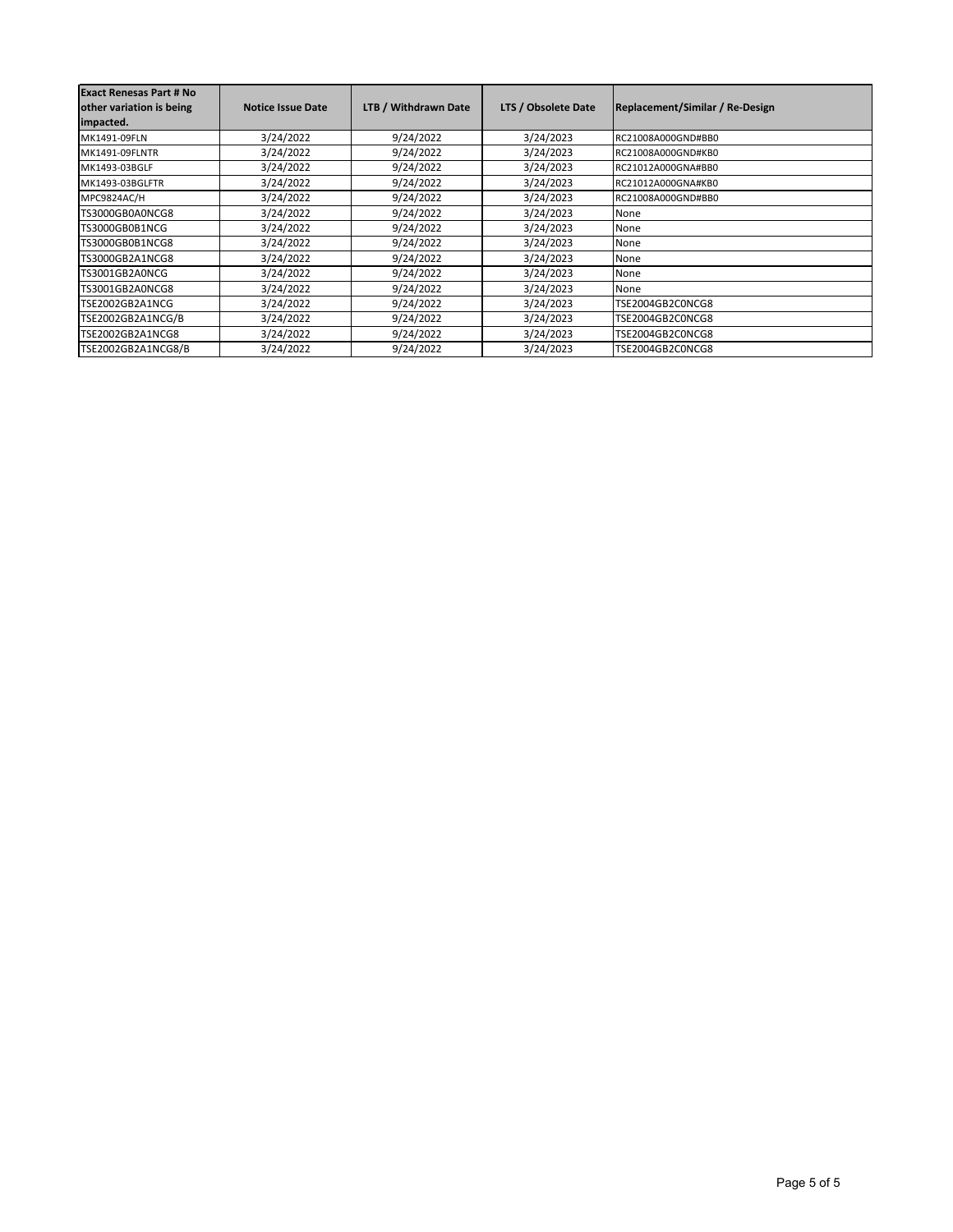| Exact Renesas Part # No other variation is being impacted. | Notice Issue Date | LTB / Withdrawn Date | LTS / Obsolete Date | Replacement/Similar / Re-Design |
| --- | --- | --- | --- | --- |
| MK1491-09FLN | 3/24/2022 | 9/24/2022 | 3/24/2023 | RC21008A000GND#BB0 |
| MK1491-09FLNTR | 3/24/2022 | 9/24/2022 | 3/24/2023 | RC21008A000GND#KB0 |
| MK1493-03BGLF | 3/24/2022 | 9/24/2022 | 3/24/2023 | RC21012A000GNA#BB0 |
| MK1493-03BGLFTR | 3/24/2022 | 9/24/2022 | 3/24/2023 | RC21012A000GNA#KB0 |
| MPC9824AC/H | 3/24/2022 | 9/24/2022 | 3/24/2023 | RC21008A000GND#BB0 |
| TS3000GB0A0NCG8 | 3/24/2022 | 9/24/2022 | 3/24/2023 | None |
| TS3000GB0B1NCG | 3/24/2022 | 9/24/2022 | 3/24/2023 | None |
| TS3000GB0B1NCG8 | 3/24/2022 | 9/24/2022 | 3/24/2023 | None |
| TS3000GB2A1NCG8 | 3/24/2022 | 9/24/2022 | 3/24/2023 | None |
| TS3001GB2A0NCG | 3/24/2022 | 9/24/2022 | 3/24/2023 | None |
| TS3001GB2A0NCG8 | 3/24/2022 | 9/24/2022 | 3/24/2023 | None |
| TSE2002GB2A1NCG | 3/24/2022 | 9/24/2022 | 3/24/2023 | TSE2004GB2C0NCG8 |
| TSE2002GB2A1NCG/B | 3/24/2022 | 9/24/2022 | 3/24/2023 | TSE2004GB2C0NCG8 |
| TSE2002GB2A1NCG8 | 3/24/2022 | 9/24/2022 | 3/24/2023 | TSE2004GB2C0NCG8 |
| TSE2002GB2A1NCG8/B | 3/24/2022 | 9/24/2022 | 3/24/2023 | TSE2004GB2C0NCG8 |